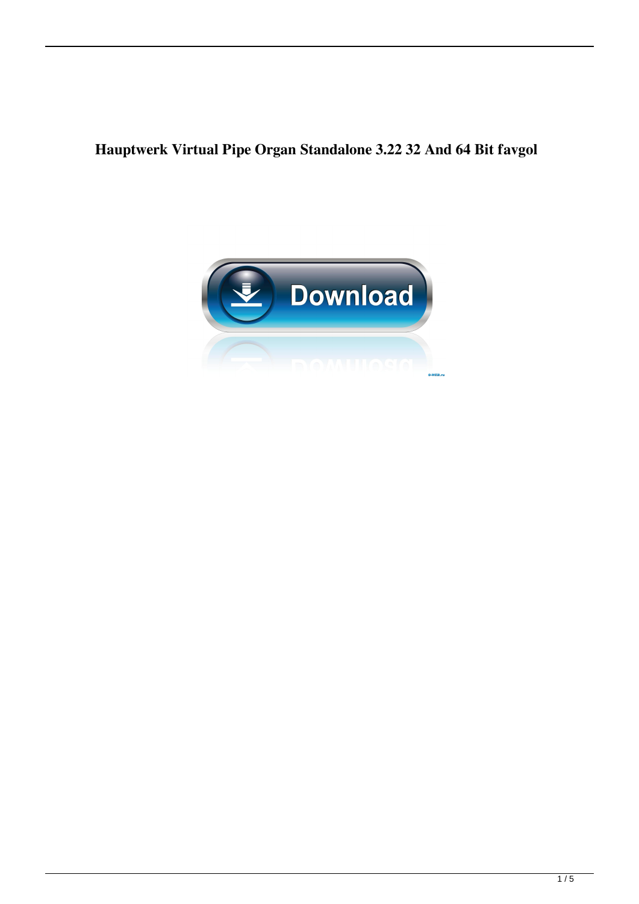# Hauptwerk Virtual Pipe Organ Standalone 3.22 32 And 64 Bit favgol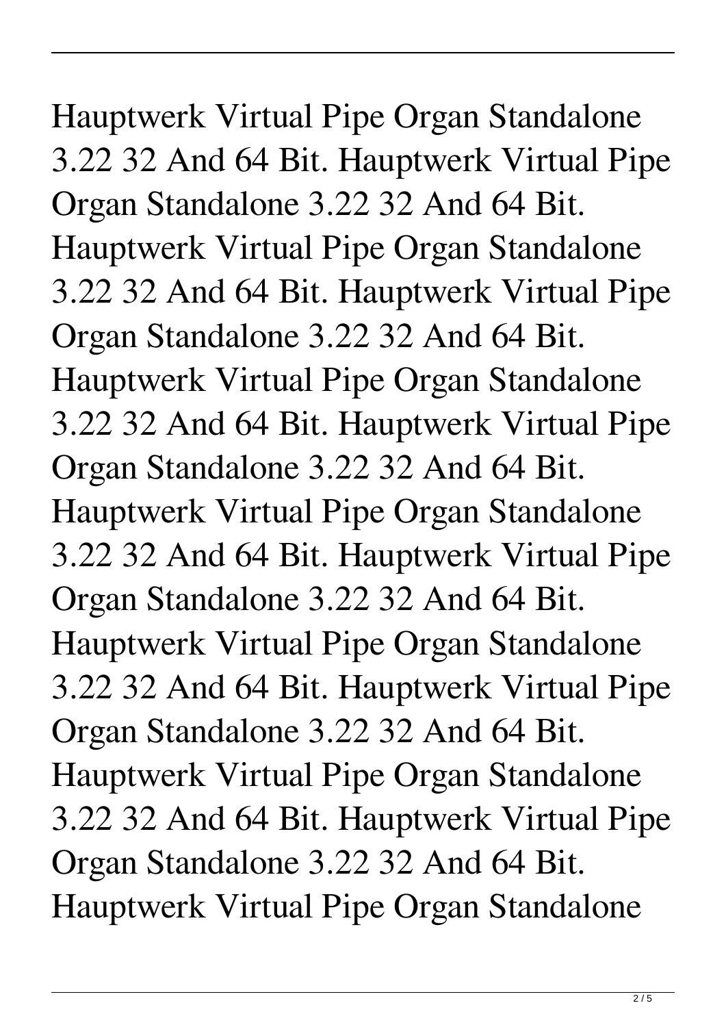Hauptwerk Virtual Pipe Organ Standalone 3.22 32 And 64 Bit. Hauptwerk Virtual Pipe Organ Standalone 3.22 32 And 64 Bit. Hauptwerk Virtual Pipe Organ Standalone 3.22 32 And 64 Bit. Hauptwerk Virtual Pipe Organ Standalone 3.22 32 And 64 Bit. Hauptwerk Virtual Pipe Organ Standalone 3.22 32 And 64 Bit. Hauptwerk Virtual Pipe Organ Standalone 3.22 32 And 64 Bit. Hauptwerk Virtual Pipe Organ Standalone 3.22 32 And 64 Bit. Hauptwerk Virtual Pipe Organ Standalone 3.22 32 And 64 Bit. Hauptwerk Virtual Pipe Organ Standalone 3.22 32 And 64 Bit. Hauptwerk Virtual Pipe Organ Standalone 3.22 32 And 64 Bit. Hauptwerk Virtual Pipe Organ Standalone 3.22 32 And 64 Bit. Hauptwerk Virtual Pipe Organ Standalone 3.22 32 And 64 Bit. Hauptwerk Virtual Pipe Organ Standalone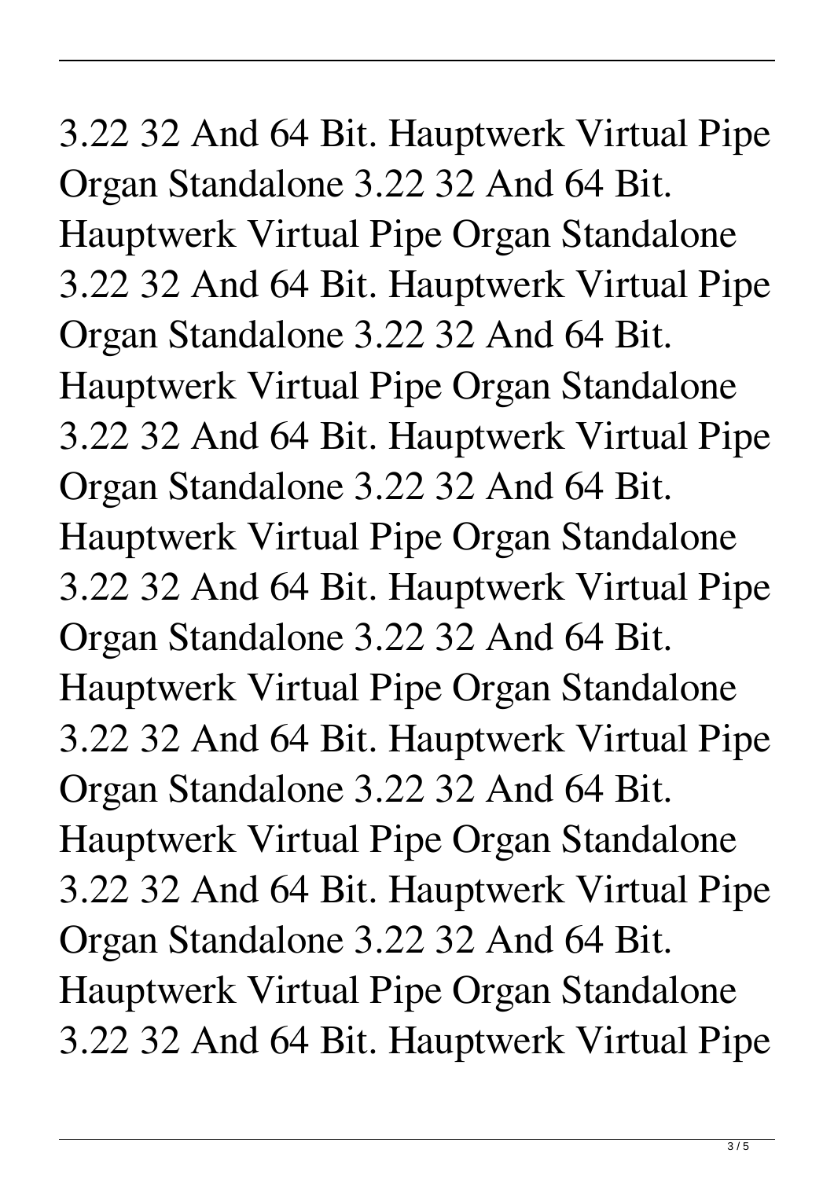3.22 32 And 64 Bit. Hauptwerk Virtual Pipe Organ Standalone 3.22 32 And 64 Bit. Hauptwerk Virtual Pipe Organ Standalone 3.22 32 And 64 Bit. Hauptwerk Virtual Pipe Organ Standalone 3.22 32 And 64 Bit. Hauptwerk Virtual Pipe Organ Standalone 3.22 32 And 64 Bit. Hauptwerk Virtual Pipe Organ Standalone 3.22 32 And 64 Bit. Hauptwerk Virtual Pipe Organ Standalone 3.22 32 And 64 Bit. Hauptwerk Virtual Pipe Organ Standalone 3.22 32 And 64 Bit. Hauptwerk Virtual Pipe Organ Standalone 3.22 32 And 64 Bit. Hauptwerk Virtual Pipe Organ Standalone 3.22 32 And 64 Bit. Hauptwerk Virtual Pipe Organ Standalone 3.22 32 And 64 Bit. Hauptwerk Virtual Pipe Organ Standalone 3.22 32 And 64 Bit. Hauptwerk Virtual Pipe Organ Standalone 3.22 32 And 64 Bit. Hauptwerk Virtual Pipe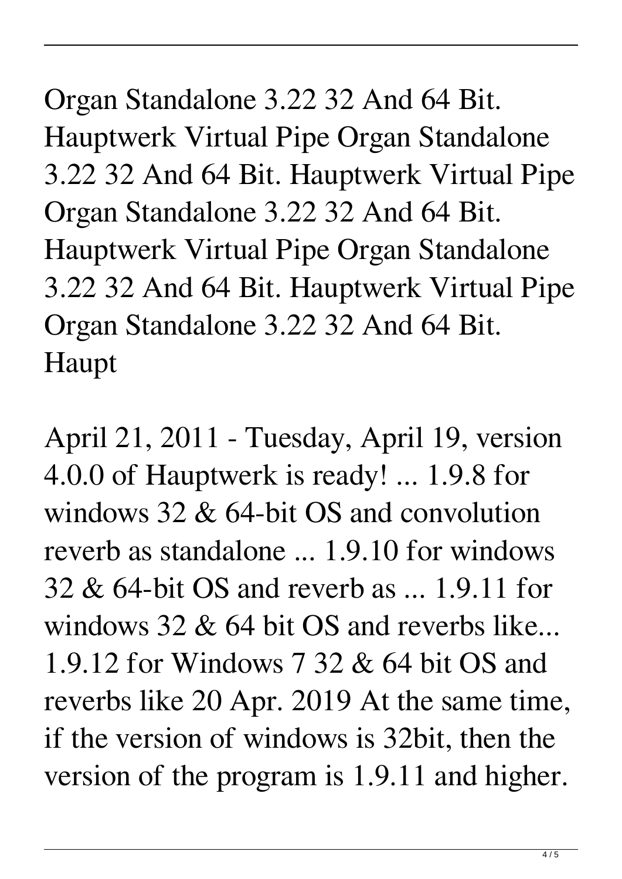Organ Standalone 3.22 32 And 64 Bit. Hauptwerk Virtual Pipe Organ Standalone 3.22 32 And 64 Bit. Hauptwerk Virtual Pipe Organ Standalone 3.22 32 And 64 Bit. Hauptwerk Virtual Pipe Organ Standalone 3.22 32 And 64 Bit. Hauptwerk Virtual Pipe Organ Standalone 3.22 32 And 64 Bit. Haupt

April 21, 2011 - Tuesday, April 19, version 4.0.0 of Hauptwerk is ready! ... 1.9.8 for windows 32 & 64-bit OS and convolution reverb as standalone ... 1.9.10 for windows 32 & 64-bit OS and reverb as ... 1.9.11 for windows 32 & 64 bit OS and reverbs like... 1.9.12 for Windows 7 32 & 64 bit OS and reverbs like 20 Apr. 2019 At the same time, if the version of windows is 32bit, then the version of the program is 1.9.11 and higher.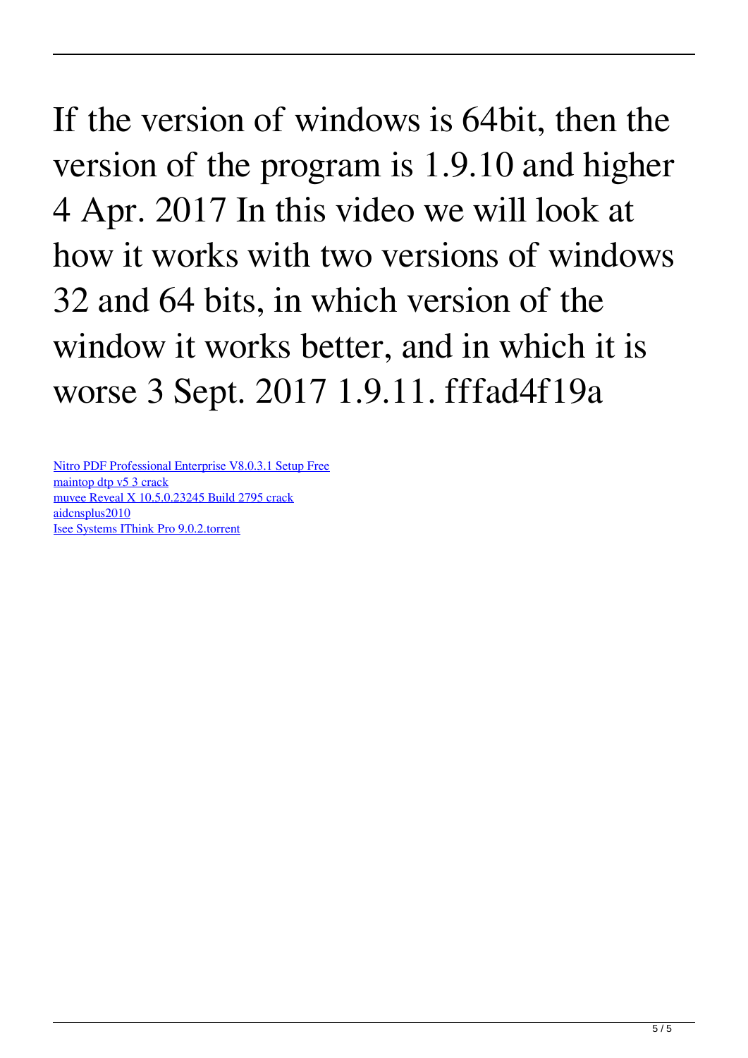If the version of windows is 64bit, then the version of the program is 1.9.10 and higher 4 Apr. 2017 In this video we will look at how it works with two versions of windows 32 and 64 bits, in which version of the window it works better, and in which it is worse 3 Sept. 2017 1.9.11. fffad4f19a

Nitro PDF Professional Enterprise V8.0.3.1 Setup Free
maintop dtp v5 3 crack
muvee Reveal X 10.5.0.23245 Build 2795 crack
aidcnsplus2010
Isee Systems IThink Pro 9.0.2.torrent